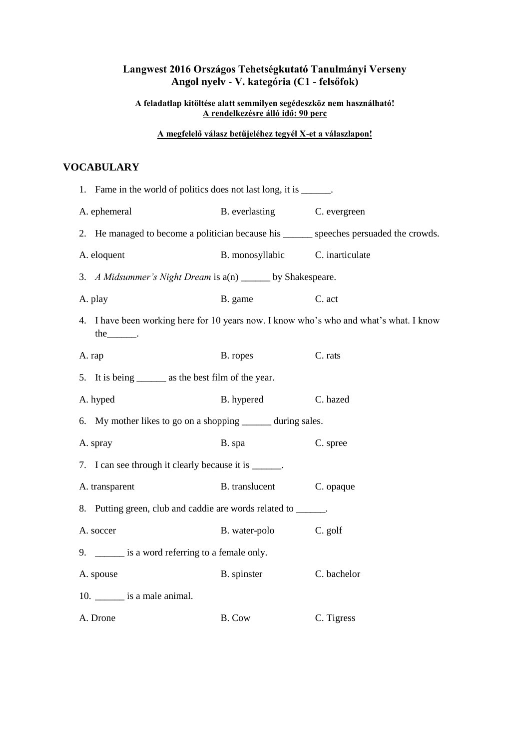**Langwest 2016 Országos Tehetségkutató Tanulmányi Verseny**
**Angol nyelv - V. kategória (C1 - felsőfok)**

**A feladatlap kitöltése alatt semmilyen segédeszköz nem használható!**
**A rendelkezésre álló idő: 90 perc**

**A megfelelő válasz betűjeléhez tegyél X-et a válaszlapon!**

## VOCABULARY

1. Fame in the world of politics does not last long, it is ______.

A. ephemeral B. everlasting C. evergreen

2. He managed to become a politician because his ______ speeches persuaded the crowds.

A. eloquent B. monosyllabic C. inarticulate

3. *A Midsummer's Night Dream* is a(n) ______ by Shakespeare.

A. play B. game C. act

4. I have been working here for 10 years now. I know who's who and what's what. I know the______.

A. rap B. ropes C. rats

5. It is being ______ as the best film of the year.

A. hyped B. hypered C. hazed

6. My mother likes to go on a shopping ______ during sales.

A. spray B. spa C. spree

7. I can see through it clearly because it is ______.

A. transparent B. translucent C. opaque

8. Putting green, club and caddie are words related to ______.

A. soccer B. water-polo C. golf

9. ______ is a word referring to a female only.

A. spouse B. spinster C. bachelor

10. ______ is a male animal.

A. Drone B. Cow C. Tigress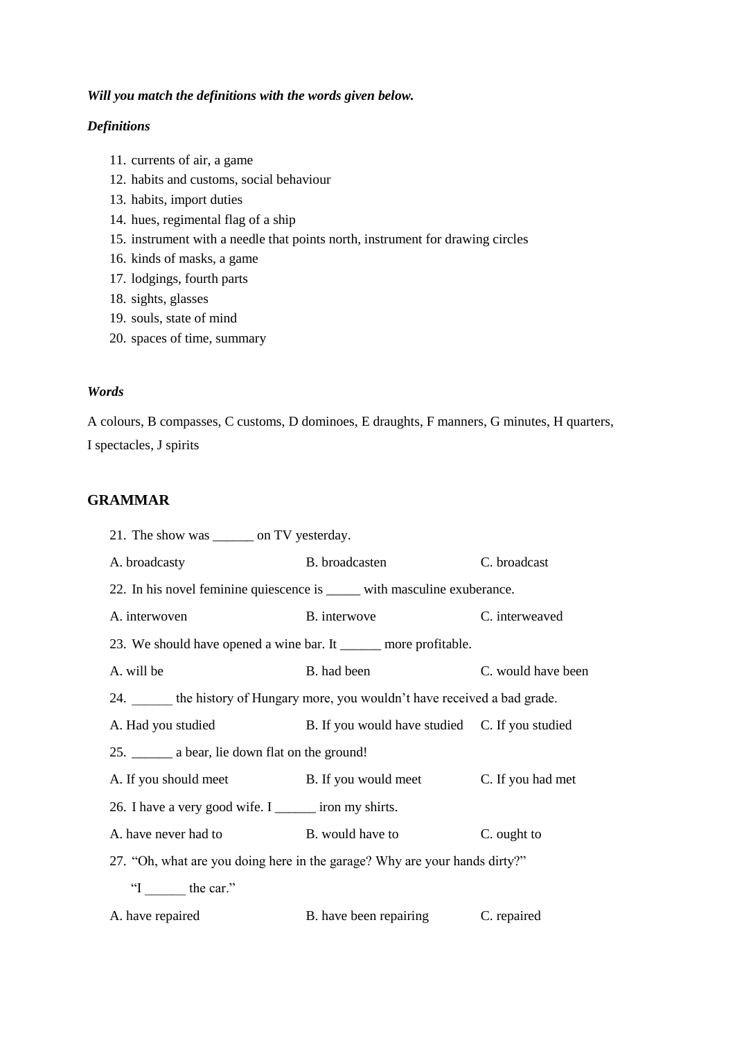***Will you match the definitions with the words given below.***

***Definitions***

11. currents of air, a game
12. habits and customs, social behaviour
13. habits, import duties
14. hues, regimental flag of a ship
15. instrument with a needle that points north, instrument for drawing circles
16. kinds of masks, a game
17. lodgings, fourth parts
18. sights, glasses
19. souls, state of mind
20. spaces of time, summary

***Words***

A colours, B compasses, C customs, D dominoes, E draughts, F manners, G minutes, H quarters, I spectacles, J spirits

## GRAMMAR

21. The show was ______ on TV yesterday.

A. broadcasty B. broadcasten C. broadcast

22. In his novel feminine quiescence is _____ with masculine exuberance.

A. interwoven B. interwove C. interweaved

23. We should have opened a wine bar. It ______ more profitable.

A. will be B. had been C. would have been

24. ______ the history of Hungary more, you wouldn't have received a bad grade.

A. Had you studied B. If you would have studied C. If you studied

25. ______ a bear, lie down flat on the ground!

A. If you should meet B. If you would meet C. If you had met

26. I have a very good wife. I ______ iron my shirts.

A. have never had to B. would have to C. ought to

27. "Oh, what are you doing here in the garage? Why are your hands dirty?"

"I ______ the car."

A. have repaired B. have been repairing C. repaired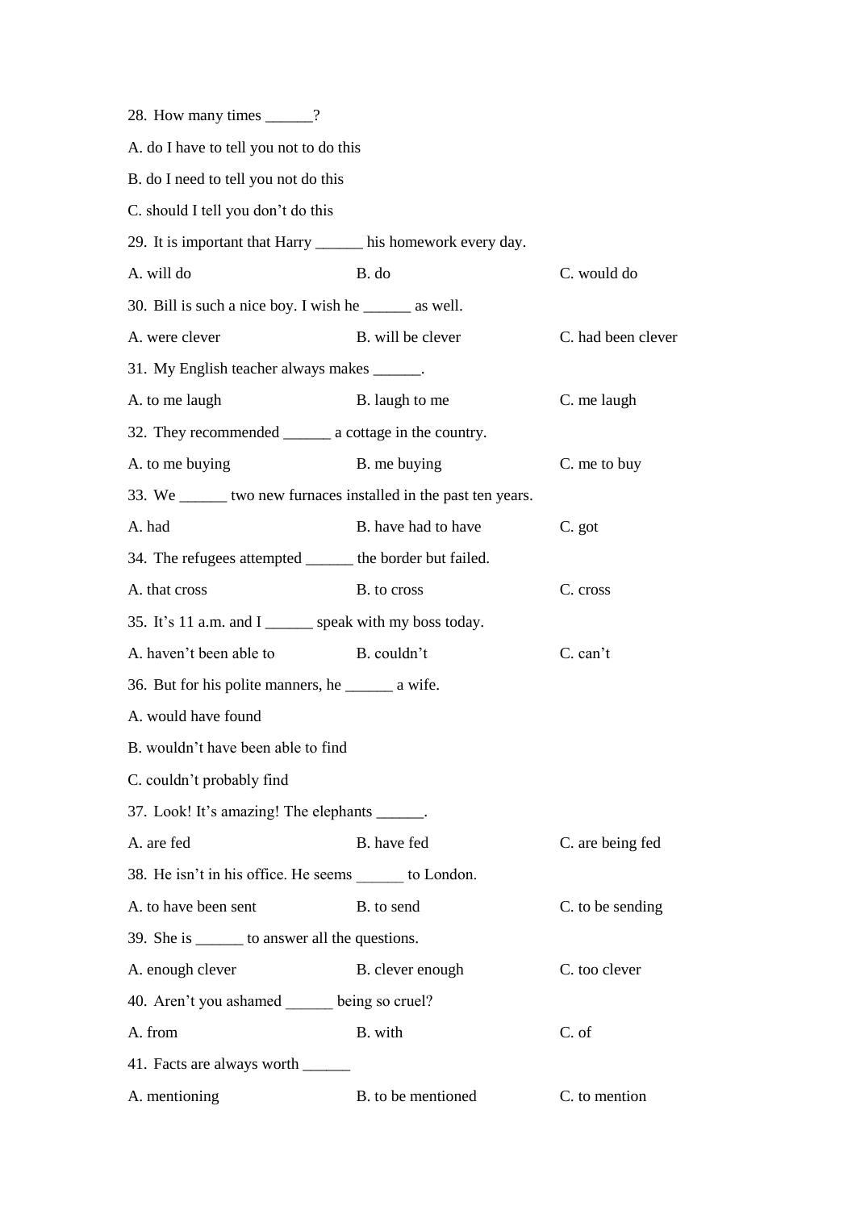28. How many times ______?

A. do I have to tell you not to do this

B. do I need to tell you not do this

C. should I tell you don’t do this

29. It is important that Harry ______ his homework every day.

A. will do B. do C. would do

30. Bill is such a nice boy. I wish he ______ as well.

A. were clever B. will be clever C. had been clever

31. My English teacher always makes ______.

A. to me laugh B. laugh to me C. me laugh

32. They recommended ______ a cottage in the country.

A. to me buying B. me buying C. me to buy

33. We ______ two new furnaces installed in the past ten years.

A. had B. have had to have C. got

34. The refugees attempted ______ the border but failed.

A. that cross B. to cross C. cross

35. It’s 11 a.m. and I ______ speak with my boss today.

A. haven’t been able to B. couldn’t C. can’t

36. But for his polite manners, he ______ a wife.

A. would have found

B. wouldn’t have been able to find

C. couldn’t probably find

37. Look! It’s amazing! The elephants ______.

A. are fed B. have fed C. are being fed

38. He isn’t in his office. He seems ______ to London.

A. to have been sent B. to send C. to be sending

39. She is ______ to answer all the questions.

A. enough clever B. clever enough C. too clever

40. Aren’t you ashamed ______ being so cruel?

A. from B. with C. of

41. Facts are always worth ______

A. mentioning B. to be mentioned C. to mention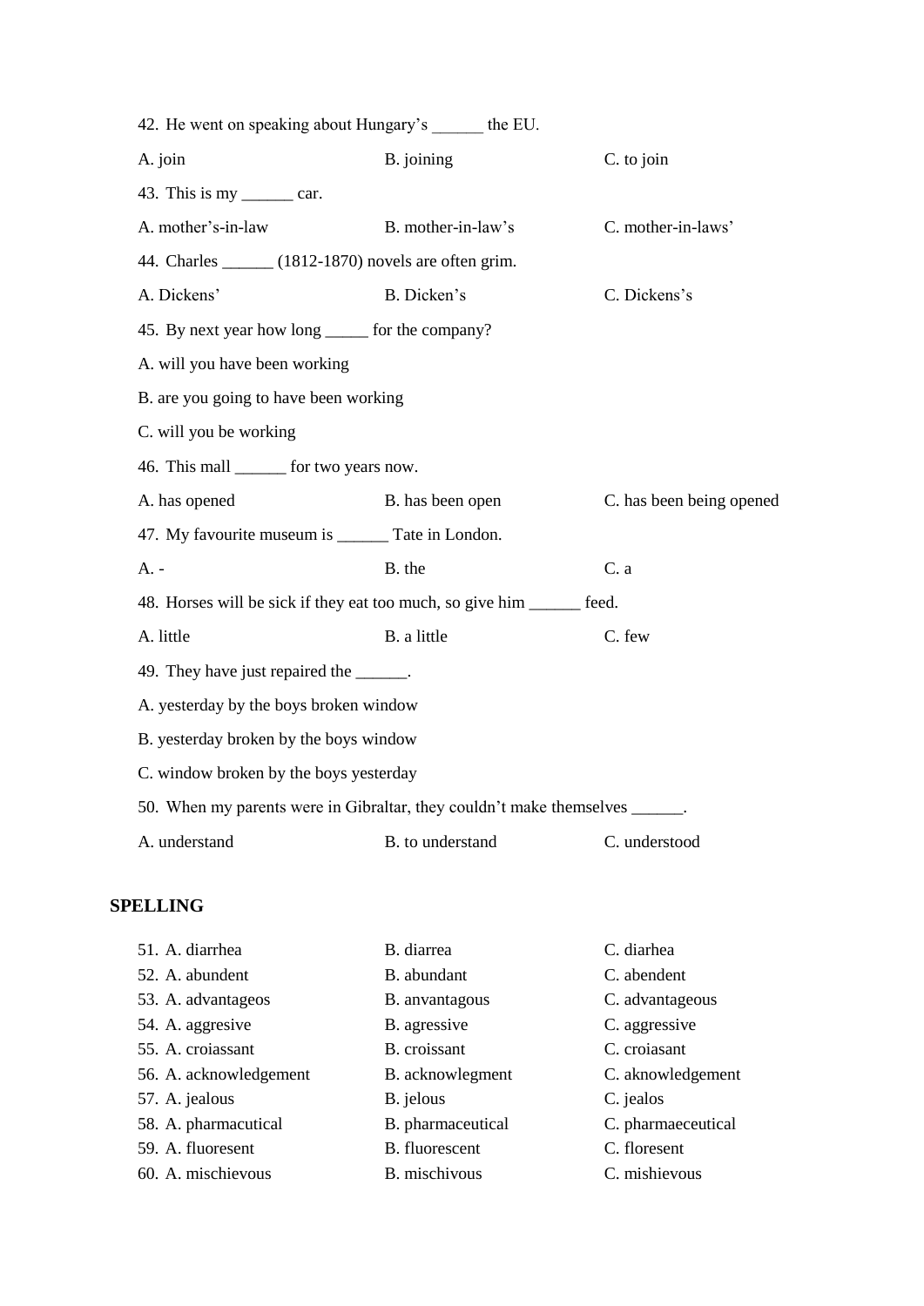42. He went on speaking about Hungary's ______ the EU.

A. join　　B. joining　　C. to join

43. This is my ______ car.

A. mother's-in-law　　B. mother-in-law's　　C. mother-in-laws'

44. Charles ______ (1812-1870) novels are often grim.

A. Dickens'　　B. Dicken's　　C. Dickens's

45. By next year how long _____ for the company?

A. will you have been working

B. are you going to have been working

C. will you be working

46. This mall ______ for two years now.

A. has opened　　B. has been open　　C. has been being opened

47. My favourite museum is ______ Tate in London.

A. -　　B. the　　C. a

48. Horses will be sick if they eat too much, so give him ______ feed.

A. little　　B. a little　　C. few

49. They have just repaired the ______.

A. yesterday by the boys broken window

B. yesterday broken by the boys window

C. window broken by the boys yesterday

50. When my parents were in Gibraltar, they couldn't make themselves ______.

A. understand　　B. to understand　　C. understood

## SPELLING

51. A. diarrhea　　B. diarrea　　C. diarhea
52. A. abundent　　B. abundant　　C. abendent
53. A. advantageos　　B. anvantagous　　C. advantageous
54. A. aggresive　　B. agressive　　C. aggressive
55. A. croiassant　　B. croissant　　C. croiasant
56. A. acknowledgement　　B. acknowlegment　　C. aknowledgement
57. A. jealous　　B. jelous　　C. jealos
58. A. pharmacutical　　B. pharmaceutical　　C. pharmaeceutical
59. A. fluoresent　　B. fluorescent　　C. floresent
60. A. mischievous　　B. mischivous　　C. mishievous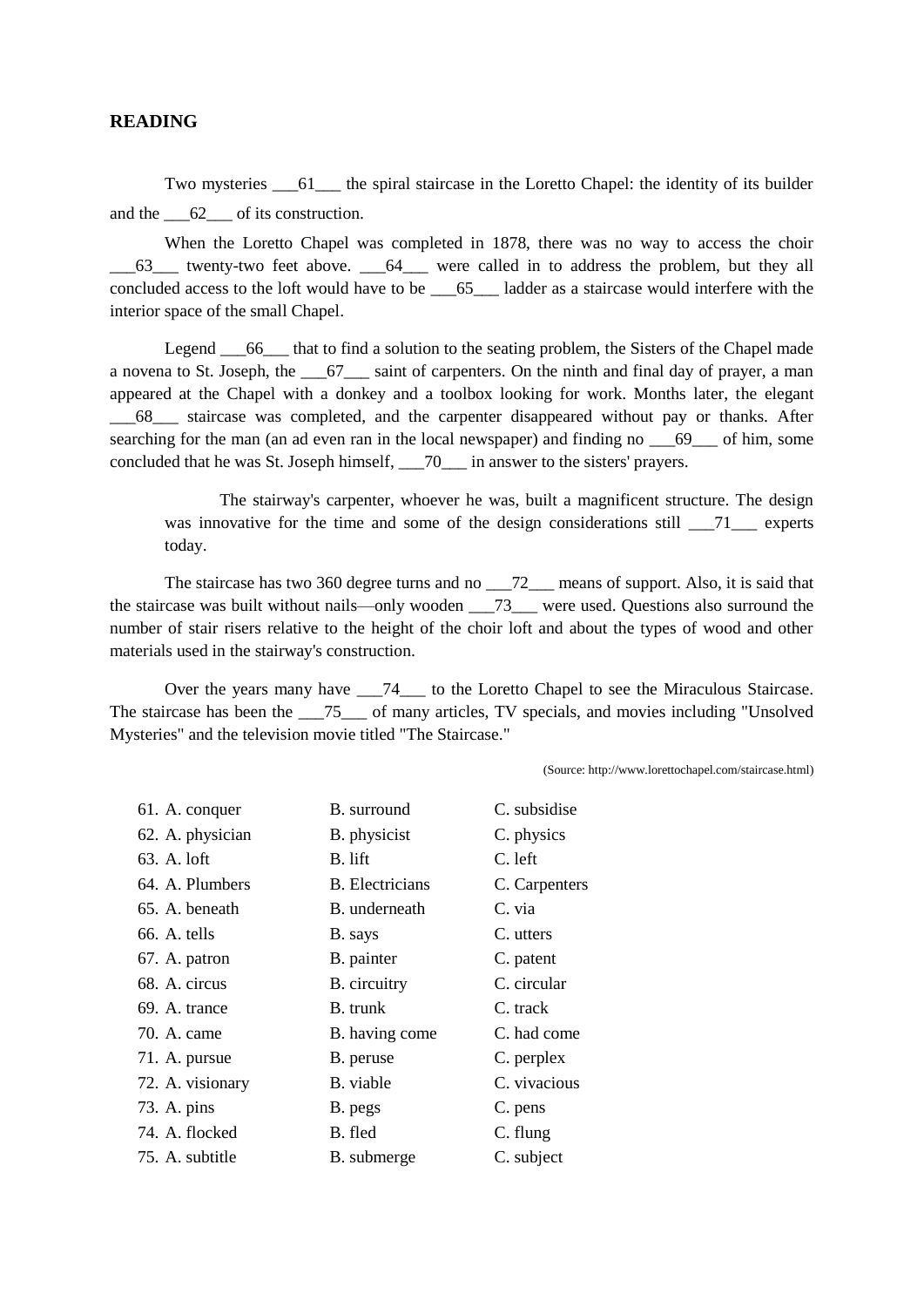**READING**

Two mysteries ___61___ the spiral staircase in the Loretto Chapel: the identity of its builder and the ___62___ of its construction.

When the Loretto Chapel was completed in 1878, there was no way to access the choir ___63___ twenty-two feet above. ___64___ were called in to address the problem, but they all concluded access to the loft would have to be ___65___ ladder as a staircase would interfere with the interior space of the small Chapel.

Legend ___66___ that to find a solution to the seating problem, the Sisters of the Chapel made a novena to St. Joseph, the ___67___ saint of carpenters. On the ninth and final day of prayer, a man appeared at the Chapel with a donkey and a toolbox looking for work. Months later, the elegant ___68___ staircase was completed, and the carpenter disappeared without pay or thanks. After searching for the man (an ad even ran in the local newspaper) and finding no ___69___ of him, some concluded that he was St. Joseph himself, ___70___ in answer to the sisters' prayers.

> The stairway's carpenter, whoever he was, built a magnificent structure. The design was innovative for the time and some of the design considerations still ___71___ experts today.

The staircase has two 360 degree turns and no ___72___ means of support. Also, it is said that the staircase was built without nails—only wooden ___73___ were used. Questions also surround the number of stair risers relative to the height of the choir loft and about the types of wood and other materials used in the stairway's construction.

Over the years many have ___74___ to the Loretto Chapel to see the Miraculous Staircase. The staircase has been the ___75___ of many articles, TV specials, and movies including "Unsolved Mysteries" and the television movie titled "The Staircase."

(Source: http://www.lorettochapel.com/staircase.html)

| | | | |
|---|---|---|---|
| 61. | A. conquer | B. surround | C. subsidise |
| 62. | A. physician | B. physicist | C. physics |
| 63. | A. loft | B. lift | C. left |
| 64. | A. Plumbers | B. Electricians | C. Carpenters |
| 65. | A. beneath | B. underneath | C. via |
| 66. | A. tells | B. says | C. utters |
| 67. | A. patron | B. painter | C. patent |
| 68. | A. circus | B. circuitry | C. circular |
| 69. | A. trance | B. trunk | C. track |
| 70. | A. came | B. having come | C. had come |
| 71. | A. pursue | B. peruse | C. perplex |
| 72. | A. visionary | B. viable | C. vivacious |
| 73. | A. pins | B. pegs | C. pens |
| 74. | A. flocked | B. fled | C. flung |
| 75. | A. subtitle | B. submerge | C. subject |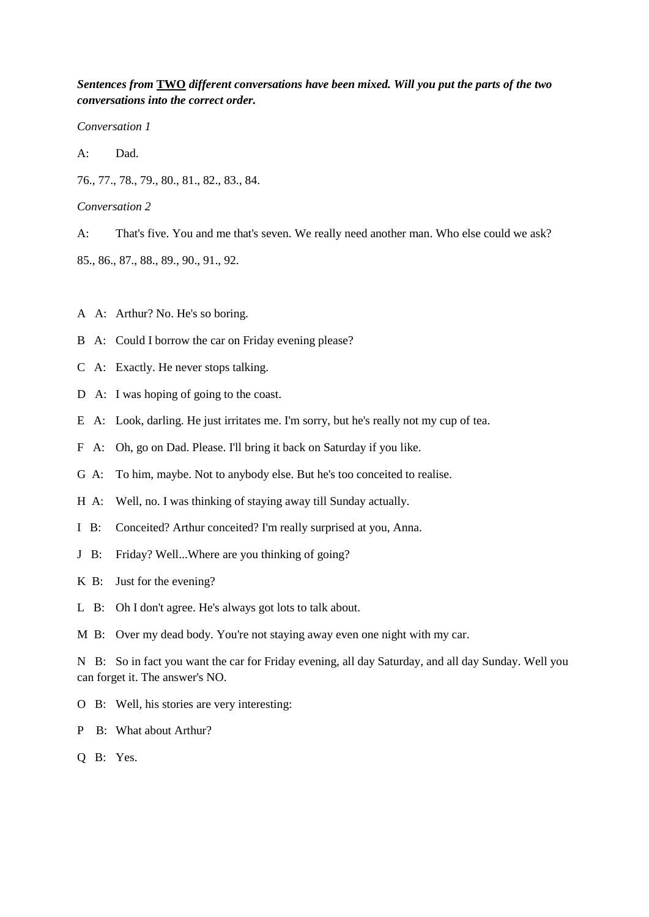***Sentences from* <u>TWO</u> *different conversations have been mixed. Will you put the parts of the two conversations into the correct order.***

*Conversation 1*

A: Dad.

76., 77., 78., 79., 80., 81., 82., 83., 84.

*Conversation 2*

A: That's five. You and me that's seven. We really need another man. Who else could we ask?

85., 86., 87., 88., 89., 90., 91., 92.

A A: Arthur? No. He's so boring.

B A: Could I borrow the car on Friday evening please?

C A: Exactly. He never stops talking.

D A: I was hoping of going to the coast.

E A: Look, darling. He just irritates me. I'm sorry, but he's really not my cup of tea.

F A: Oh, go on Dad. Please. I'll bring it back on Saturday if you like.

G A: To him, maybe. Not to anybody else. But he's too conceited to realise.

H A: Well, no. I was thinking of staying away till Sunday actually.

I B: Conceited? Arthur conceited? I'm really surprised at you, Anna.

J B: Friday? Well...Where are you thinking of going?

K B: Just for the evening?

L B: Oh I don't agree. He's always got lots to talk about.

M B: Over my dead body. You're not staying away even one night with my car.

N B: So in fact you want the car for Friday evening, all day Saturday, and all day Sunday. Well you can forget it. The answer's NO.

O B: Well, his stories are very interesting:

P B: What about Arthur?

Q B: Yes.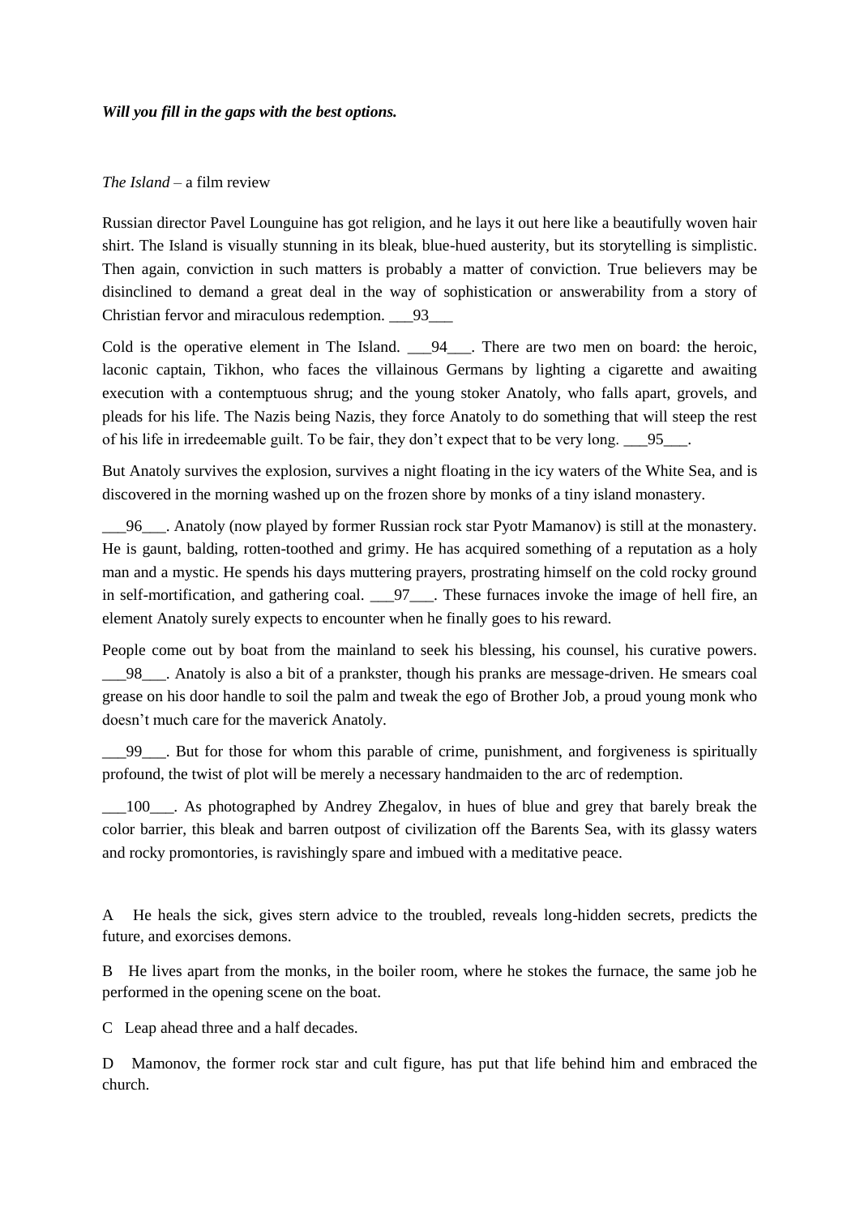***Will you fill in the gaps with the best options.***

*The Island* – a film review

Russian director Pavel Lounguine has got religion, and he lays it out here like a beautifully woven hair shirt. The Island is visually stunning in its bleak, blue-hued austerity, but its storytelling is simplistic. Then again, conviction in such matters is probably a matter of conviction. True believers may be disinclined to demand a great deal in the way of sophistication or answerability from a story of Christian fervor and miraculous redemption. ___93___

Cold is the operative element in The Island. ___94___. There are two men on board: the heroic, laconic captain, Tikhon, who faces the villainous Germans by lighting a cigarette and awaiting execution with a contemptuous shrug; and the young stoker Anatoly, who falls apart, grovels, and pleads for his life. The Nazis being Nazis, they force Anatoly to do something that will steep the rest of his life in irredeemable guilt. To be fair, they don't expect that to be very long. ___95___.

But Anatoly survives the explosion, survives a night floating in the icy waters of the White Sea, and is discovered in the morning washed up on the frozen shore by monks of a tiny island monastery.

___96___. Anatoly (now played by former Russian rock star Pyotr Mamanov) is still at the monastery. He is gaunt, balding, rotten-toothed and grimy. He has acquired something of a reputation as a holy man and a mystic. He spends his days muttering prayers, prostrating himself on the cold rocky ground in self-mortification, and gathering coal. ___97___. These furnaces invoke the image of hell fire, an element Anatoly surely expects to encounter when he finally goes to his reward.

People come out by boat from the mainland to seek his blessing, his counsel, his curative powers. ___98___. Anatoly is also a bit of a prankster, though his pranks are message-driven. He smears coal grease on his door handle to soil the palm and tweak the ego of Brother Job, a proud young monk who doesn't much care for the maverick Anatoly.

___99___. But for those for whom this parable of crime, punishment, and forgiveness is spiritually profound, the twist of plot will be merely a necessary handmaiden to the arc of redemption.

___100___. As photographed by Andrey Zhegalov, in hues of blue and grey that barely break the color barrier, this bleak and barren outpost of civilization off the Barents Sea, with its glassy waters and rocky promontories, is ravishingly spare and imbued with a meditative peace.

A He heals the sick, gives stern advice to the troubled, reveals long-hidden secrets, predicts the future, and exorcises demons.

B He lives apart from the monks, in the boiler room, where he stokes the furnace, the same job he performed in the opening scene on the boat.

C Leap ahead three and a half decades.

D Mamonov, the former rock star and cult figure, has put that life behind him and embraced the church.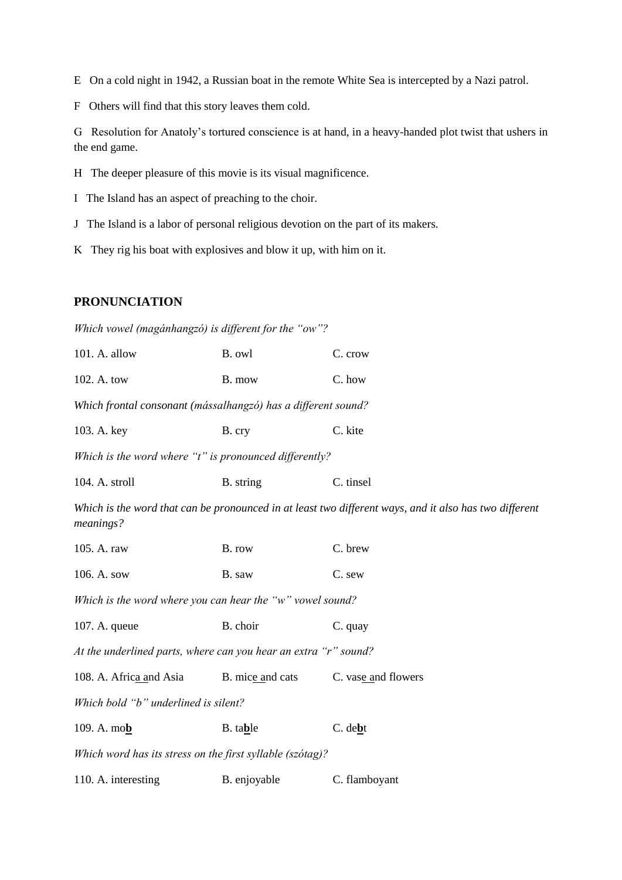E On a cold night in 1942, a Russian boat in the remote White Sea is intercepted by a Nazi patrol.

F Others will find that this story leaves them cold.

G Resolution for Anatoly's tortured conscience is at hand, in a heavy-handed plot twist that ushers in the end game.

H The deeper pleasure of this movie is its visual magnificence.

I The Island has an aspect of preaching to the choir.

J The Island is a labor of personal religious devotion on the part of its makers.

K They rig his boat with explosives and blow it up, with him on it.

## PRONUNCIATION

*Which vowel (magánhangzó) is different for the "ow"?*

101. A. allow B. owl C. crow

102. A. tow B. mow C. how

*Which frontal consonant (mássalhangzó) has a different sound?*

103. A. key B. cry C. kite

*Which is the word where "t" is pronounced differently?*

104. A. stroll B. string C. tinsel

*Which is the word that can be pronounced in at least two different ways, and it also has two different meanings?*

105. A. raw B. row C. brew

106. A. sow B. saw C. sew

*Which is the word where you can hear the "w" vowel sound?*

107. A. queue B. choir C. quay

*At the underlined parts, where can you hear an extra "r" sound?*

108. A. Afric<u>a a</u>nd Asia B. mic<u>e a</u>nd cats C. vas<u>e a</u>nd flowers

*Which bold "b" underlined is silent?*

109. A. mo<u>**b**</u> B. ta**b**le C. de<u>**b**</u>t

*Which word has its stress on the first syllable (szótag)?*

110. A. interesting B. enjoyable C. flamboyant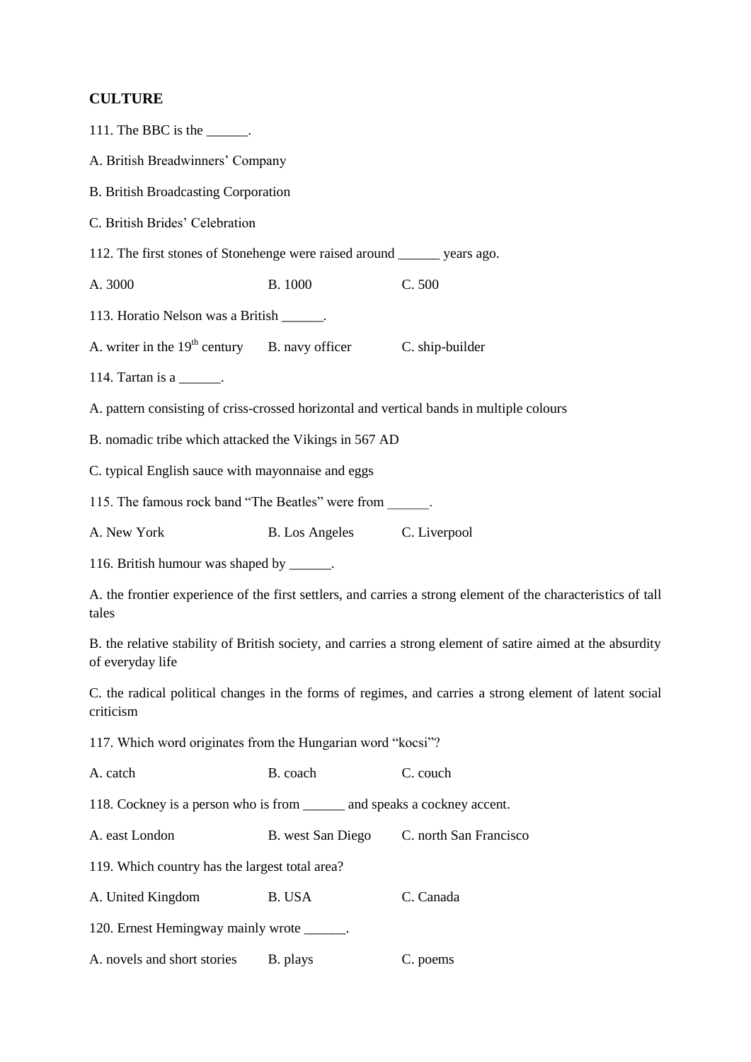**CULTURE**

111. The BBC is the ______.

A. British Breadwinners' Company

B. British Broadcasting Corporation

C. British Brides' Celebration

112. The first stones of Stonehenge were raised around ______ years ago.

A. 3000 B. 1000 C. 500

113. Horatio Nelson was a British ______.

A. writer in the 19th century B. navy officer C. ship-builder

114. Tartan is a ______.

A. pattern consisting of criss-crossed horizontal and vertical bands in multiple colours

B. nomadic tribe which attacked the Vikings in 567 AD

C. typical English sauce with mayonnaise and eggs

115. The famous rock band "The Beatles" were from ______.

A. New York B. Los Angeles C. Liverpool

116. British humour was shaped by ______.

A. the frontier experience of the first settlers, and carries a strong element of the characteristics of tall tales

B. the relative stability of British society, and carries a strong element of satire aimed at the absurdity of everyday life

C. the radical political changes in the forms of regimes, and carries a strong element of latent social criticism

117. Which word originates from the Hungarian word "kocsi"?

A. catch B. coach C. couch

118. Cockney is a person who is from ______ and speaks a cockney accent.

A. east London B. west San Diego C. north San Francisco

119. Which country has the largest total area?

A. United Kingdom B. USA C. Canada

120. Ernest Hemingway mainly wrote ______.

A. novels and short stories B. plays C. poems